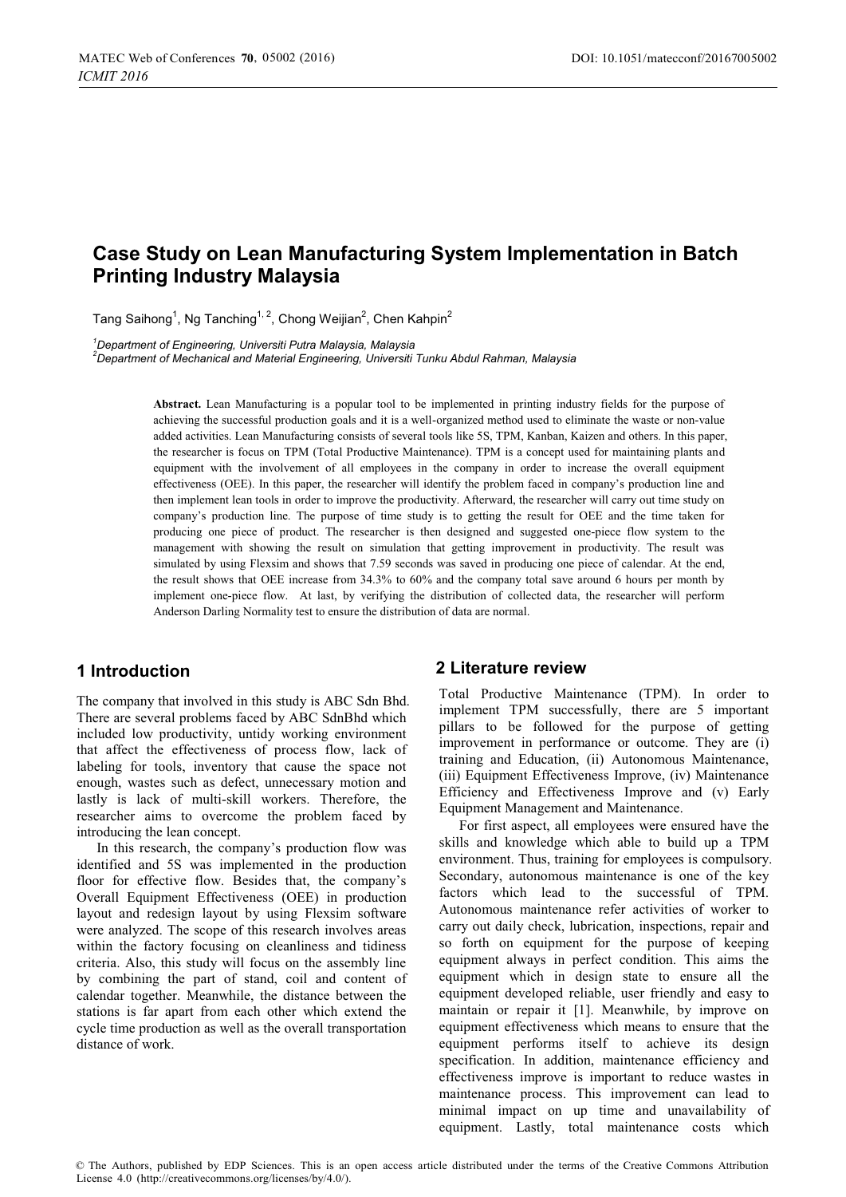# Case Study on Lean Manufacturing System Implementation in Batch Printing Industry Malaysia

Tang Saihong[1], Ng Tanching[1, 2], Chong Weijian[2], Chen Kahpin[2]

[1]*Department of Engineering, Universiti Putra Malaysia, Malaysia*
[2]*Department of Mechanical and Material Engineering, Universiti Tunku Abdul Rahman, Malaysia*

**Abstract.** Lean Manufacturing is a popular tool to be implemented in printing industry fields for the purpose of achieving the successful production goals and it is a well-organized method used to eliminate the waste or non-value added activities. Lean Manufacturing consists of several tools like 5S, TPM, Kanban, Kaizen and others. In this paper, the researcher is focus on TPM (Total Productive Maintenance). TPM is a concept used for maintaining plants and equipment with the involvement of all employees in the company in order to increase the overall equipment effectiveness (OEE). In this paper, the researcher will identify the problem faced in company's production line and then implement lean tools in order to improve the productivity. Afterward, the researcher will carry out time study on company's production line. The purpose of time study is to getting the result for OEE and the time taken for producing one piece of product. The researcher is then designed and suggested one-piece flow system to the management with showing the result on simulation that getting improvement in productivity. The result was simulated by using Flexsim and shows that 7.59 seconds was saved in producing one piece of calendar. At the end, the result shows that OEE increase from 34.3% to 60% and the company total save around 6 hours per month by implement one-piece flow. At last, by verifying the distribution of collected data, the researcher will perform Anderson Darling Normality test to ensure the distribution of data are normal.

## 1 Introduction

The company that involved in this study is ABC Sdn Bhd. There are several problems faced by ABC SdnBhd which included low productivity, untidy working environment that affect the effectiveness of process flow, lack of labeling for tools, inventory that cause the space not enough, wastes such as defect, unnecessary motion and lastly is lack of multi-skill workers. Therefore, the researcher aims to overcome the problem faced by introducing the lean concept.

In this research, the company's production flow was identified and 5S was implemented in the production floor for effective flow. Besides that, the company's Overall Equipment Effectiveness (OEE) in production layout and redesign layout by using Flexsim software were analyzed. The scope of this research involves areas within the factory focusing on cleanliness and tidiness criteria. Also, this study will focus on the assembly line by combining the part of stand, coil and content of calendar together. Meanwhile, the distance between the stations is far apart from each other which extend the cycle time production as well as the overall transportation distance of work.

## 2 Literature review

Total Productive Maintenance (TPM). In order to implement TPM successfully, there are 5 important pillars to be followed for the purpose of getting improvement in performance or outcome. They are (i) training and Education, (ii) Autonomous Maintenance, (iii) Equipment Effectiveness Improve, (iv) Maintenance Efficiency and Effectiveness Improve and (v) Early Equipment Management and Maintenance.

For first aspect, all employees were ensured have the skills and knowledge which able to build up a TPM environment. Thus, training for employees is compulsory. Secondary, autonomous maintenance is one of the key factors which lead to the successful of TPM. Autonomous maintenance refer activities of worker to carry out daily check, lubrication, inspections, repair and so forth on equipment for the purpose of keeping equipment always in perfect condition. This aims the equipment which in design state to ensure all the equipment developed reliable, user friendly and easy to maintain or repair it [1]. Meanwhile, by improve on equipment effectiveness which means to ensure that the equipment performs itself to achieve its design specification. In addition, maintenance efficiency and effectiveness improve is important to reduce wastes in maintenance process. This improvement can lead to minimal impact on up time and unavailability of equipment. Lastly, total maintenance costs which

© The Authors, published by EDP Sciences. This is an open access article distributed under the terms of the Creative Commons Attribution License 4.0 (http://creativecommons.org/licenses/by/4.0/).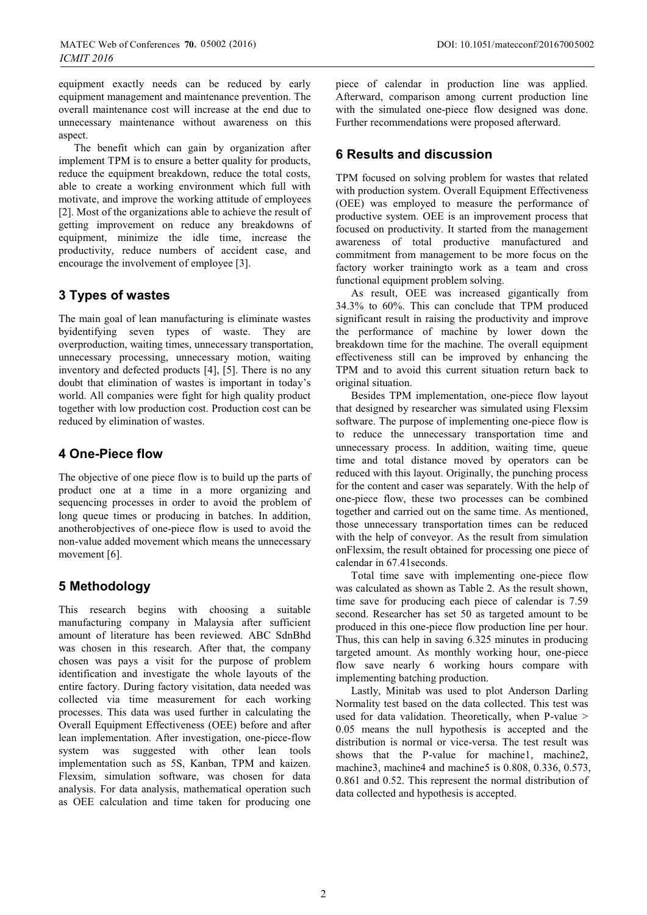equipment exactly needs can be reduced by early equipment management and maintenance prevention. The overall maintenance cost will increase at the end due to unnecessary maintenance without awareness on this aspect.

The benefit which can gain by organization after implement TPM is to ensure a better quality for products, reduce the equipment breakdown, reduce the total costs, able to create a working environment which full with motivate, and improve the working attitude of employees [2]. Most of the organizations able to achieve the result of getting improvement on reduce any breakdowns of equipment, minimize the idle time, increase the productivity, reduce numbers of accident case, and encourage the involvement of employee [3].

## 3 Types of wastes

The main goal of lean manufacturing is eliminate wastes byidentifying seven types of waste. They are overproduction, waiting times, unnecessary transportation, unnecessary processing, unnecessary motion, waiting inventory and defected products [4], [5]. There is no any doubt that elimination of wastes is important in today's world. All companies were fight for high quality product together with low production cost. Production cost can be reduced by elimination of wastes.

## 4 One-Piece flow

The objective of one piece flow is to build up the parts of product one at a time in a more organizing and sequencing processes in order to avoid the problem of long queue times or producing in batches. In addition, anotherobjectives of one-piece flow is used to avoid the non-value added movement which means the unnecessary movement [6].

## 5 Methodology

This research begins with choosing a suitable manufacturing company in Malaysia after sufficient amount of literature has been reviewed. ABC SdnBhd was chosen in this research. After that, the company chosen was pays a visit for the purpose of problem identification and investigate the whole layouts of the entire factory. During factory visitation, data needed was collected via time measurement for each working processes. This data was used further in calculating the Overall Equipment Effectiveness (OEE) before and after lean implementation. After investigation, one-piece-flow system was suggested with other lean tools implementation such as 5S, Kanban, TPM and kaizen. Flexsim, simulation software, was chosen for data analysis. For data analysis, mathematical operation such as OEE calculation and time taken for producing one piece of calendar in production line was applied. Afterward, comparison among current production line with the simulated one-piece flow designed was done. Further recommendations were proposed afterward.

## 6 Results and discussion

TPM focused on solving problem for wastes that related with production system. Overall Equipment Effectiveness (OEE) was employed to measure the performance of productive system. OEE is an improvement process that focused on productivity. It started from the management awareness of total productive manufactured and commitment from management to be more focus on the factory worker trainingto work as a team and cross functional equipment problem solving.

As result, OEE was increased gigantically from 34.3% to 60%. This can conclude that TPM produced significant result in raising the productivity and improve the performance of machine by lower down the breakdown time for the machine. The overall equipment effectiveness still can be improved by enhancing the TPM and to avoid this current situation return back to original situation.

Besides TPM implementation, one-piece flow layout that designed by researcher was simulated using Flexsim software. The purpose of implementing one-piece flow is to reduce the unnecessary transportation time and unnecessary process. In addition, waiting time, queue time and total distance moved by operators can be reduced with this layout. Originally, the punching process for the content and caser was separately. With the help of one-piece flow, these two processes can be combined together and carried out on the same time. As mentioned, those unnecessary transportation times can be reduced with the help of conveyor. As the result from simulation onFlexsim, the result obtained for processing one piece of calendar in 67.41seconds.

Total time save with implementing one-piece flow was calculated as shown as Table 2. As the result shown, time save for producing each piece of calendar is 7.59 second. Researcher has set 50 as targeted amount to be produced in this one-piece flow production line per hour. Thus, this can help in saving 6.325 minutes in producing targeted amount. As monthly working hour, one-piece flow save nearly 6 working hours compare with implementing batching production.

Lastly, Minitab was used to plot Anderson Darling Normality test based on the data collected. This test was used for data validation. Theoretically, when P-value > 0.05 means the null hypothesis is accepted and the distribution is normal or vice-versa. The test result was shows that the P-value for machine1, machine2, machine3, machine4 and machine5 is 0.808, 0.336, 0.573, 0.861 and 0.52. This represent the normal distribution of data collected and hypothesis is accepted.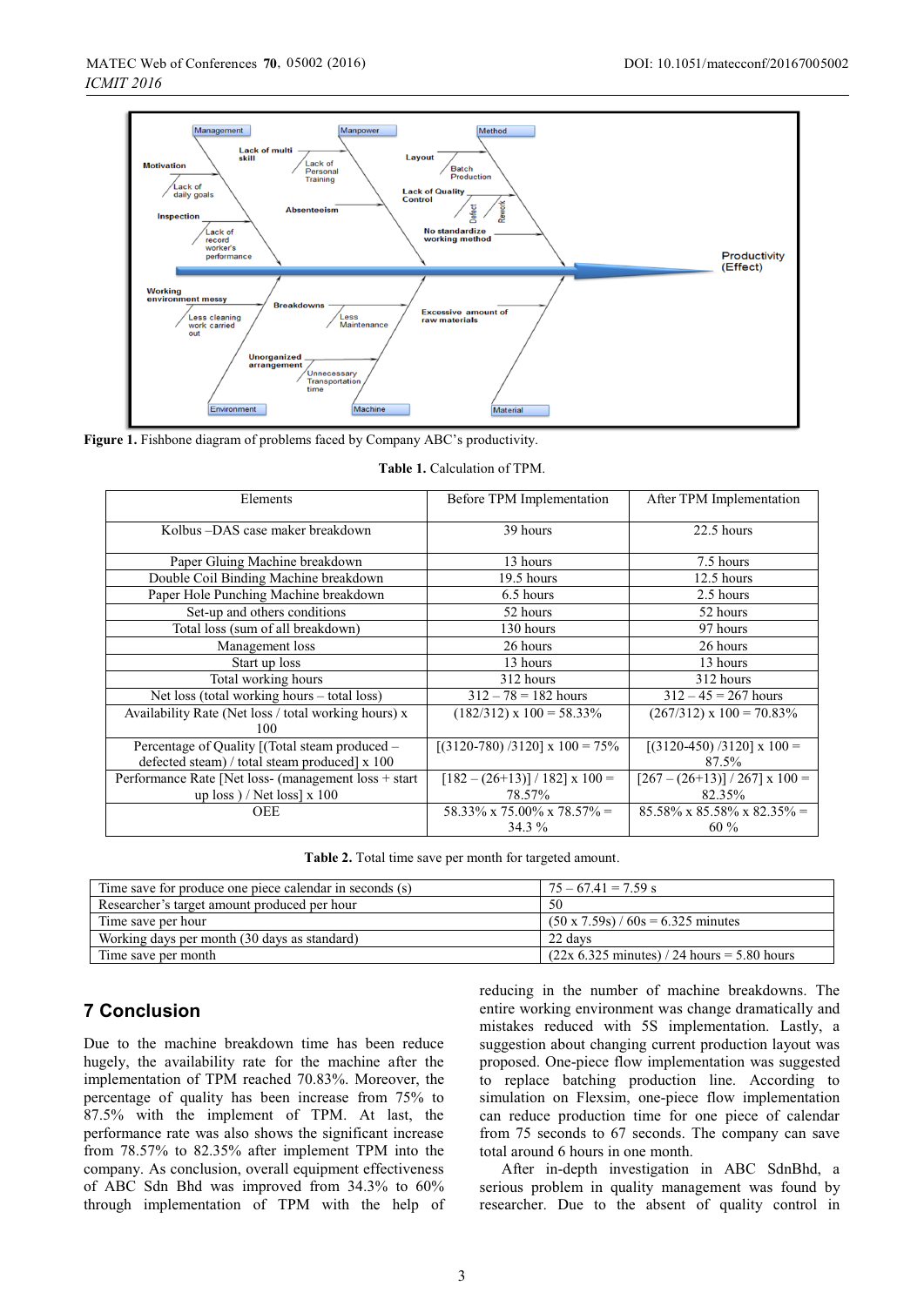Figure 1. Fishbone diagram of problems faced by Company ABC's productivity.

Table 1. Calculation of TPM.

| Elements | Before TPM Implementation | After TPM Implementation |
|---|---|---|
| Kolbus –DAS case maker breakdown | 39 hours | 22.5 hours |
| Paper Gluing Machine breakdown | 13 hours | 7.5 hours |
| Double Coil Binding Machine breakdown | 19.5 hours | 12.5 hours |
| Paper Hole Punching Machine breakdown | 6.5 hours | 2.5 hours |
| Set-up and others conditions | 52 hours | 52 hours |
| Total loss (sum of all breakdown) | 130 hours | 97 hours |
| Management loss | 26 hours | 26 hours |
| Start up loss | 13 hours | 13 hours |
| Total working hours | 312 hours | 312 hours |
| Net loss (total working hours – total loss) | 312 – 78 = 182 hours | 312 – 45 = 267 hours |
| Availability Rate (Net loss / total working hours) x 100 | (182/312) x 100 = 58.33% | (267/312) x 100 = 70.83% |
| Percentage of Quality [(Total steam produced – defected steam) / total steam produced] x 100 | [(3120-780) /3120] x 100 = 75% | [(3120-450) /3120] x 100 = 87.5% |
| Performance Rate [Net loss- (management loss + start up loss ) / Net loss] x 100 | [182 – (26+13)] / 182] x 100 = 78.57% | [267 – (26+13)] / 267] x 100 = 82.35% |
| OEE | 58.33% x 75.00% x 78.57% = 34.3 % | 85.58% x 85.58% x 82.35% = 60 % |

Table 2. Total time save per month for targeted amount.

| | |
|---|---|
| Time save for produce one piece calendar in seconds (s) | 75 – 67.41 = 7.59 s |
| Researcher's target amount produced per hour | 50 |
| Time save per hour | (50 x 7.59s) / 60s = 6.325 minutes |
| Working days per month (30 days as standard) | 22 days |
| Time save per month | (22x 6.325 minutes) / 24 hours = 5.80 hours |

## 7 Conclusion

Due to the machine breakdown time has been reduce hugely, the availability rate for the machine after the implementation of TPM reached 70.83%. Moreover, the percentage of quality has been increase from 75% to 87.5% with the implement of TPM. At last, the performance rate was also shows the significant increase from 78.57% to 82.35% after implement TPM into the company. As conclusion, overall equipment effectiveness of ABC Sdn Bhd was improved from 34.3% to 60% through implementation of TPM with the help of reducing in the number of machine breakdowns. The entire working environment was change dramatically and mistakes reduced with 5S implementation. Lastly, a suggestion about changing current production layout was proposed. One-piece flow implementation was suggested to replace batching production line. According to simulation on Flexsim, one-piece flow implementation can reduce production time for one piece of calendar from 75 seconds to 67 seconds. The company can save total around 6 hours in one month.

After in-depth investigation in ABC SdnBhd, a serious problem in quality management was found by researcher. Due to the absent of quality control in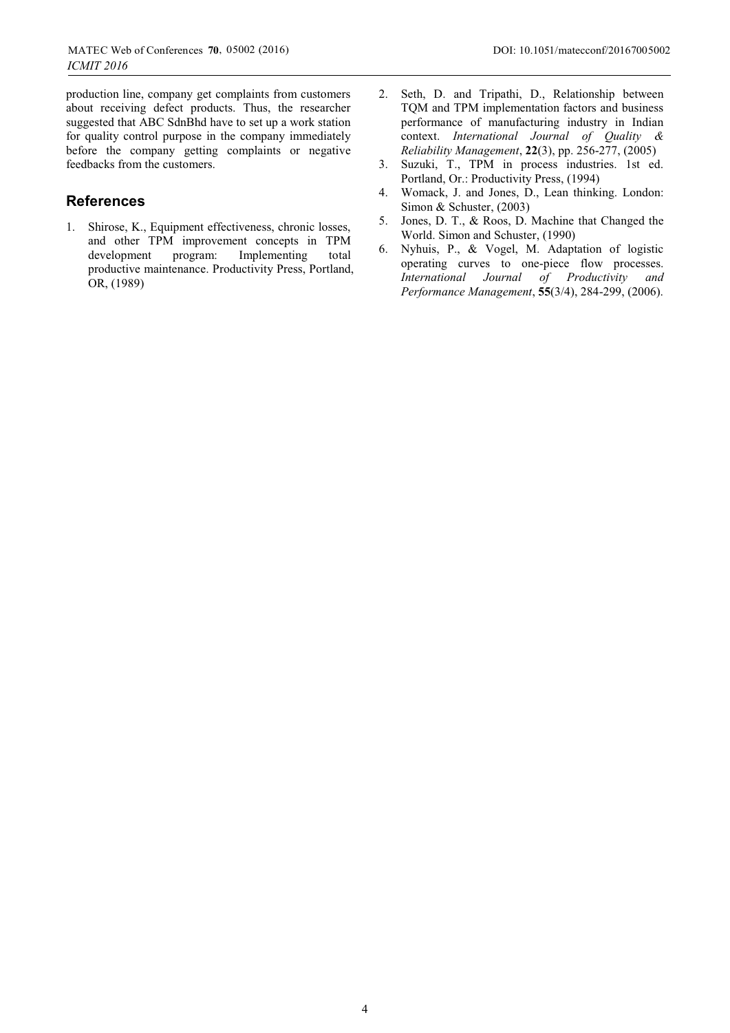production line, company get complaints from customers about receiving defect products. Thus, the researcher suggested that ABC SdnBhd have to set up a work station for quality control purpose in the company immediately before the company getting complaints or negative feedbacks from the customers.

## References

1. Shirose, K., Equipment effectiveness, chronic losses, and other TPM improvement concepts in TPM development program: Implementing total productive maintenance. Productivity Press, Portland, OR, (1989)
2. Seth, D. and Tripathi, D., Relationship between TQM and TPM implementation factors and business performance of manufacturing industry in Indian context. *International Journal of Quality & Reliability Management*, **22**(3), pp. 256-277, (2005)
3. Suzuki, T., TPM in process industries. 1st ed. Portland, Or.: Productivity Press, (1994)
4. Womack, J. and Jones, D., Lean thinking. London: Simon & Schuster, (2003)
5. Jones, D. T., & Roos, D. Machine that Changed the World. Simon and Schuster, (1990)
6. Nyhuis, P., & Vogel, M. Adaptation of logistic operating curves to one-piece flow processes. *International Journal of Productivity and Performance Management*, **55**(3/4), 284-299, (2006).